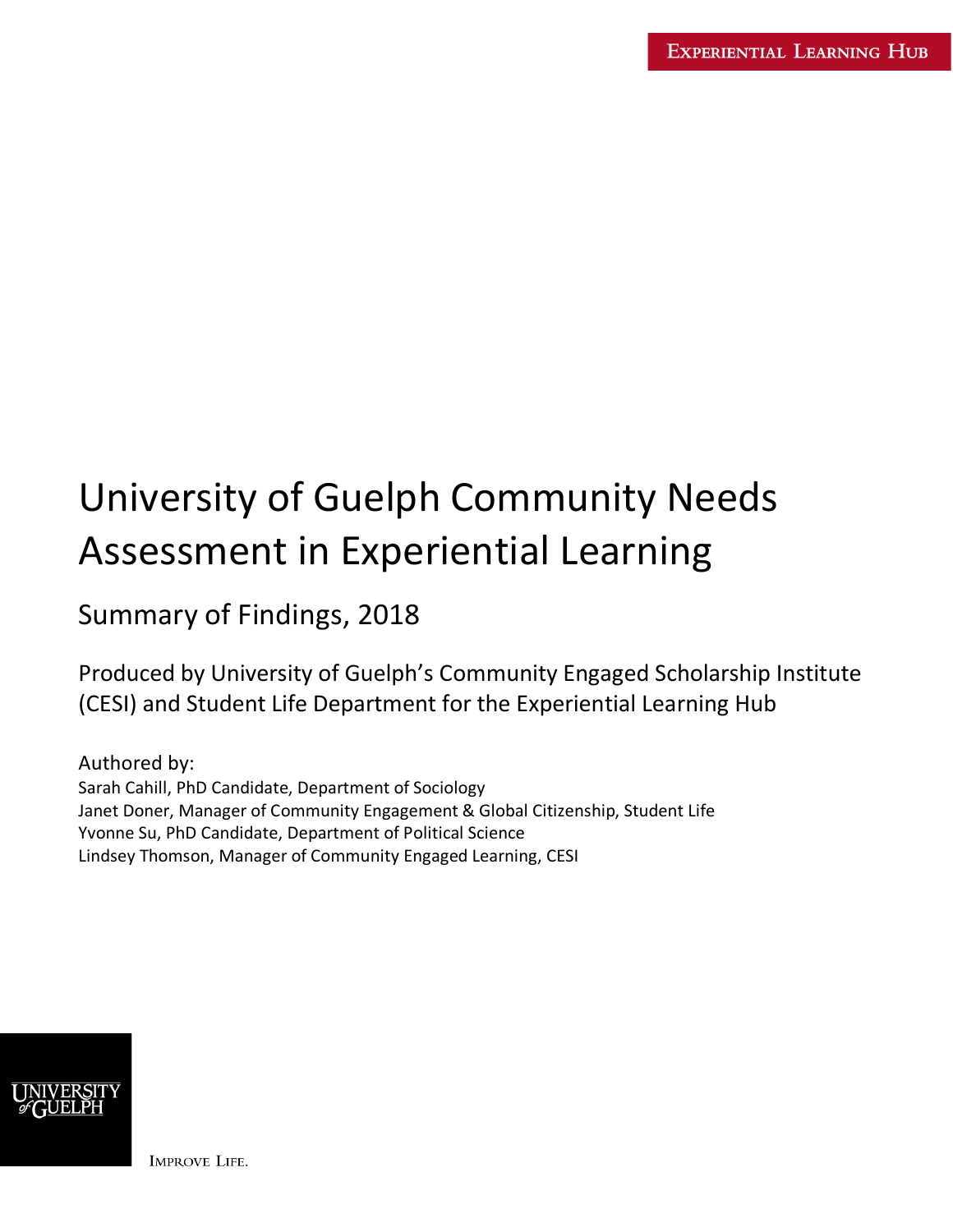Experiential Learning Hub

# University of Guelph Community Needs Assessment in Experiential Learning

## Summary of Findings, 2018

Produced by University of Guelph's Community Engaged Scholarship Institute (CESI) and Student Life Department for the Experiential Learning Hub

Authored by:
Sarah Cahill, PhD Candidate, Department of Sociology
Janet Doner, Manager of Community Engagement & Global Citizenship, Student Life
Yvonne Su, PhD Candidate, Department of Political Science
Lindsey Thomson, Manager of Community Engaged Learning, CESI

University of Guelph

Improve Life.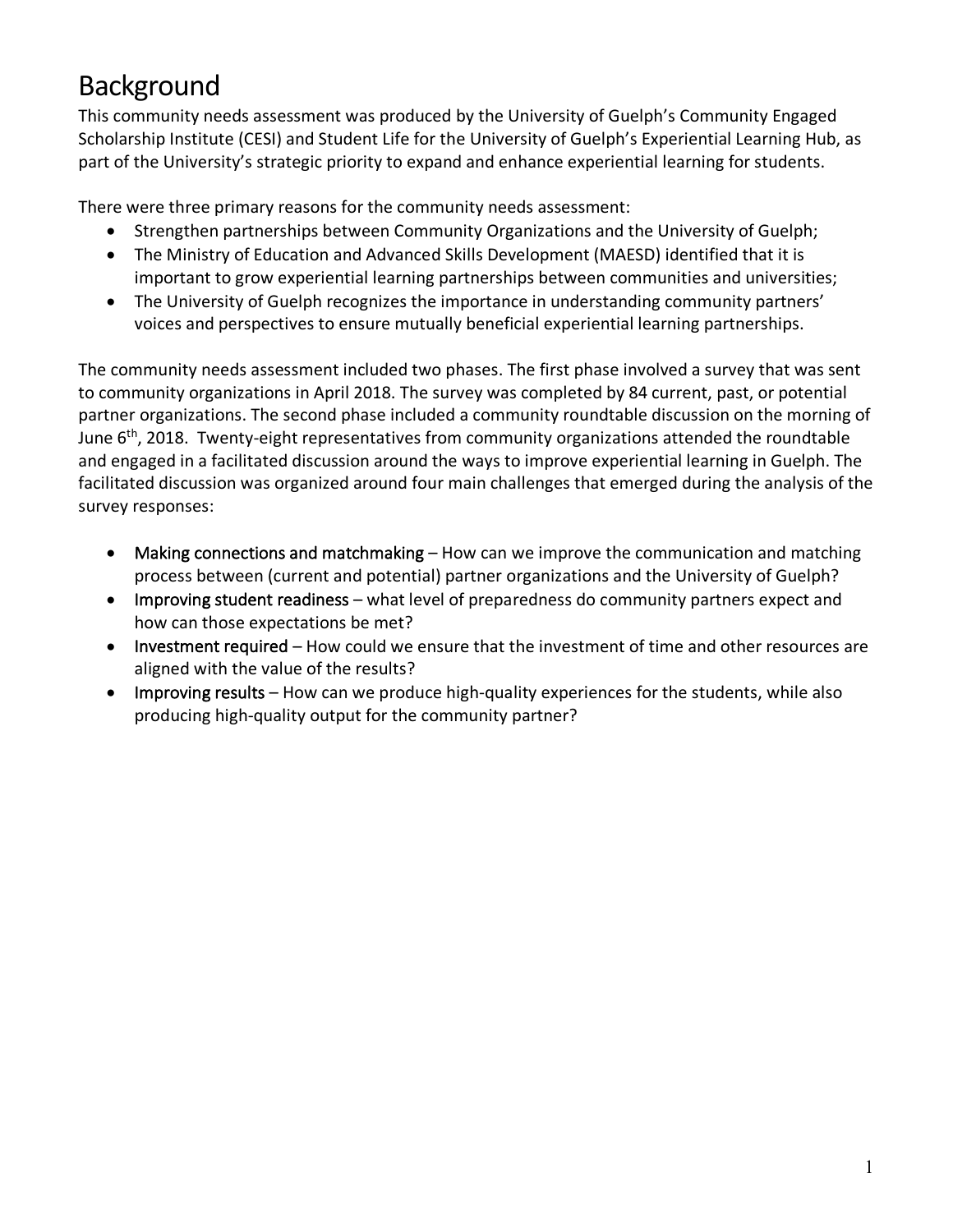# Background

This community needs assessment was produced by the University of Guelph's Community Engaged Scholarship Institute (CESI) and Student Life for the University of Guelph's Experiential Learning Hub, as part of the University's strategic priority to expand and enhance experiential learning for students.

There were three primary reasons for the community needs assessment:

- Strengthen partnerships between Community Organizations and the University of Guelph;
- The Ministry of Education and Advanced Skills Development (MAESD) identified that it is important to grow experiential learning partnerships between communities and universities;
- The University of Guelph recognizes the importance in understanding community partners' voices and perspectives to ensure mutually beneficial experiential learning partnerships.

The community needs assessment included two phases. The first phase involved a survey that was sent to community organizations in April 2018. The survey was completed by 84 current, past, or potential partner organizations. The second phase included a community roundtable discussion on the morning of June 6th, 2018. Twenty-eight representatives from community organizations attended the roundtable and engaged in a facilitated discussion around the ways to improve experiential learning in Guelph. The facilitated discussion was organized around four main challenges that emerged during the analysis of the survey responses:

- Making connections and matchmaking – How can we improve the communication and matching process between (current and potential) partner organizations and the University of Guelph?
- Improving student readiness – what level of preparedness do community partners expect and how can those expectations be met?
- Investment required – How could we ensure that the investment of time and other resources are aligned with the value of the results?
- Improving results – How can we produce high-quality experiences for the students, while also producing high-quality output for the community partner?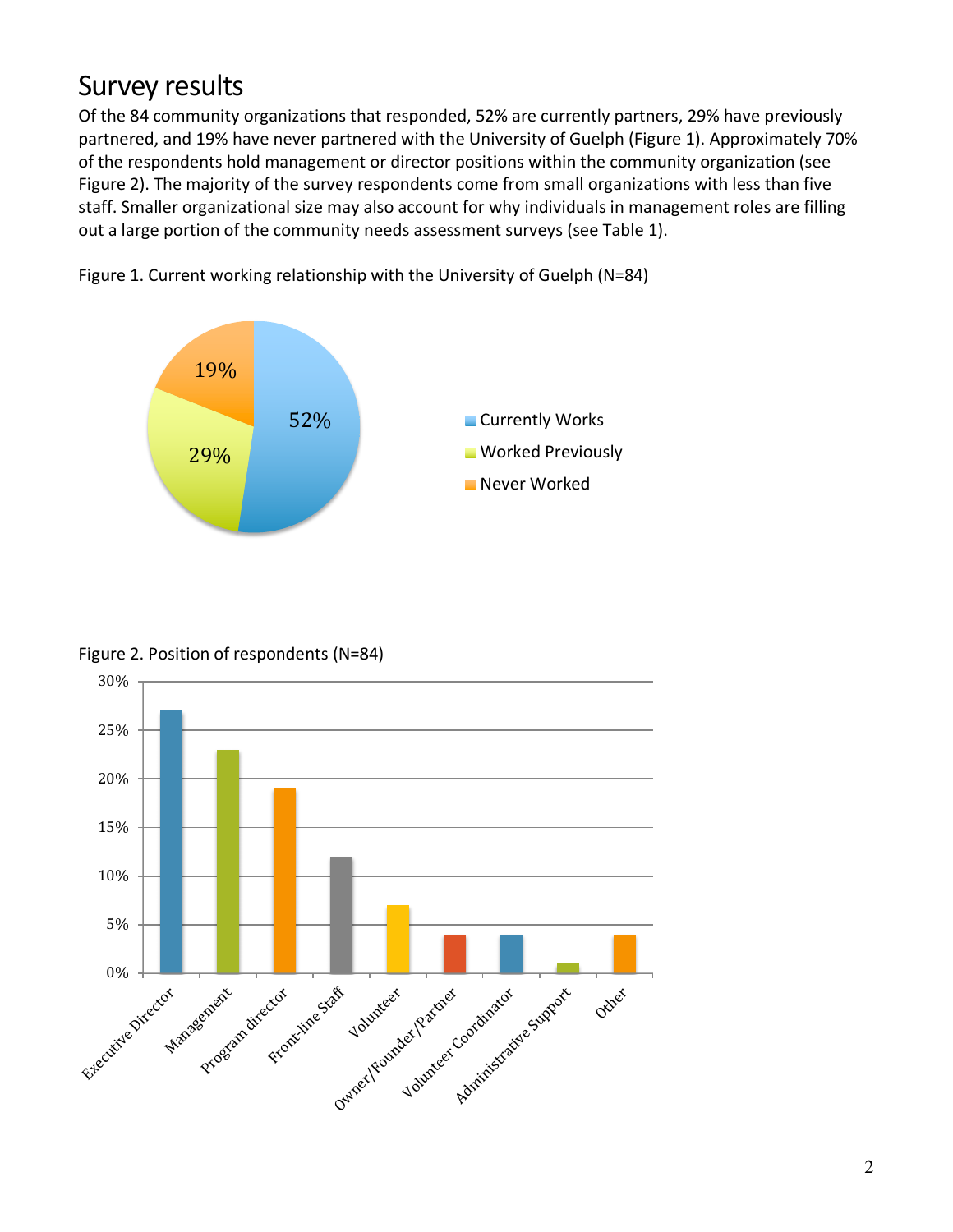# Survey results

Of the 84 community organizations that responded, 52% are currently partners, 29% have previously partnered, and 19% have never partnered with the University of Guelph (Figure 1). Approximately 70% of the respondents hold management or director positions within the community organization (see Figure 2). The majority of the survey respondents come from small organizations with less than five staff. Smaller organizational size may also account for why individuals in management roles are filling out a large portion of the community needs assessment surveys (see Table 1).

Figure 1. Current working relationship with the University of Guelph (N=84)

Figure 2. Position of respondents (N=84)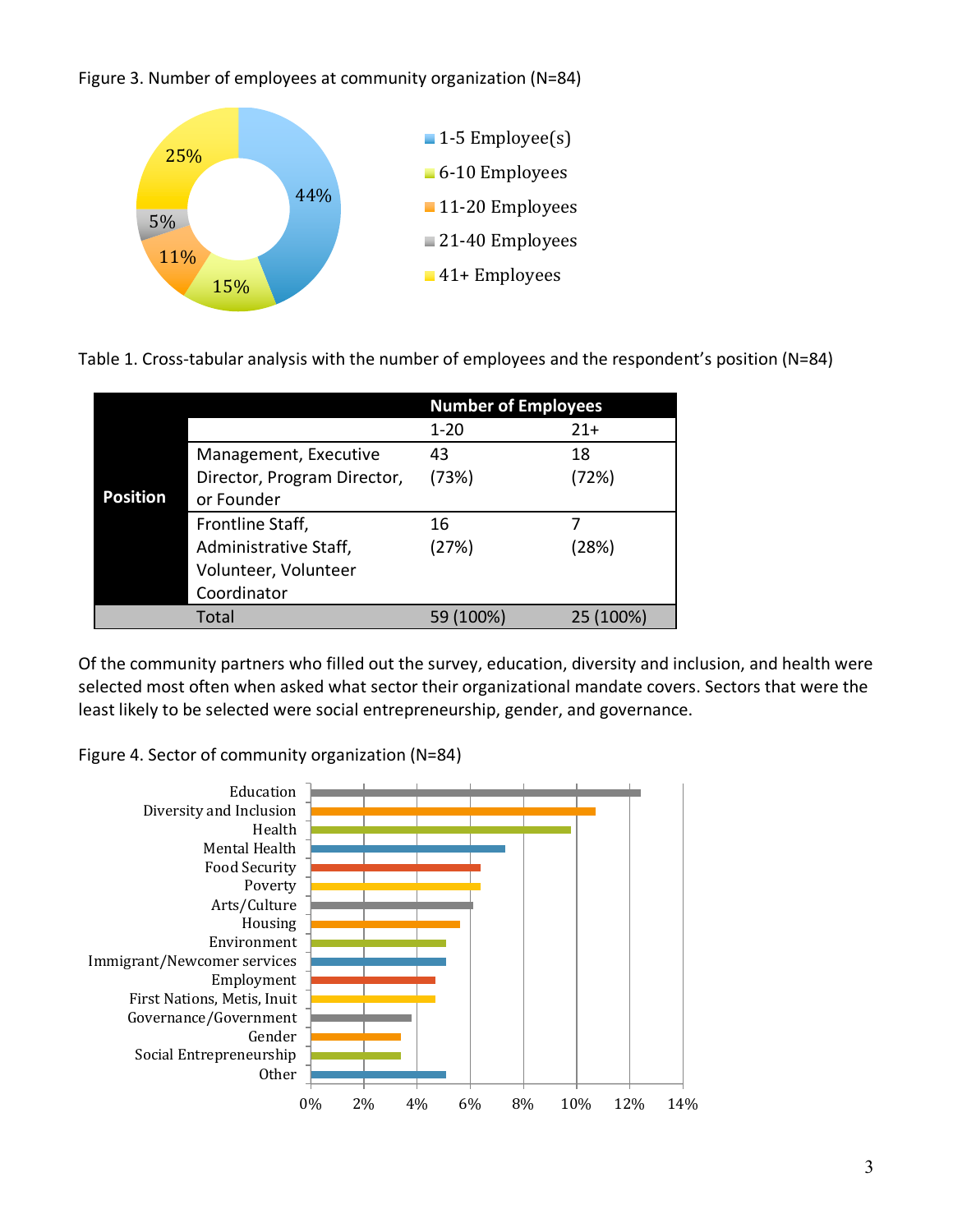Figure 3. Number of employees at community organization (N=84)

Table 1. Cross-tabular analysis with the number of employees and the respondent's position (N=84)

| | | Number of Employees | |
|---|---|---|---|
| | | 1-20 | 21+ |
| **Position** | Management, Executive Director, Program Director, or Founder | 43 (73%) | 18 (72%) |
| | Frontline Staff, Administrative Staff, Volunteer, Volunteer Coordinator | 16 (27%) | 7 (28%) |
| | Total | 59 (100%) | 25 (100%) |

Of the community partners who filled out the survey, education, diversity and inclusion, and health were selected most often when asked what sector their organizational mandate covers. Sectors that were the least likely to be selected were social entrepreneurship, gender, and governance.

Figure 4. Sector of community organization (N=84)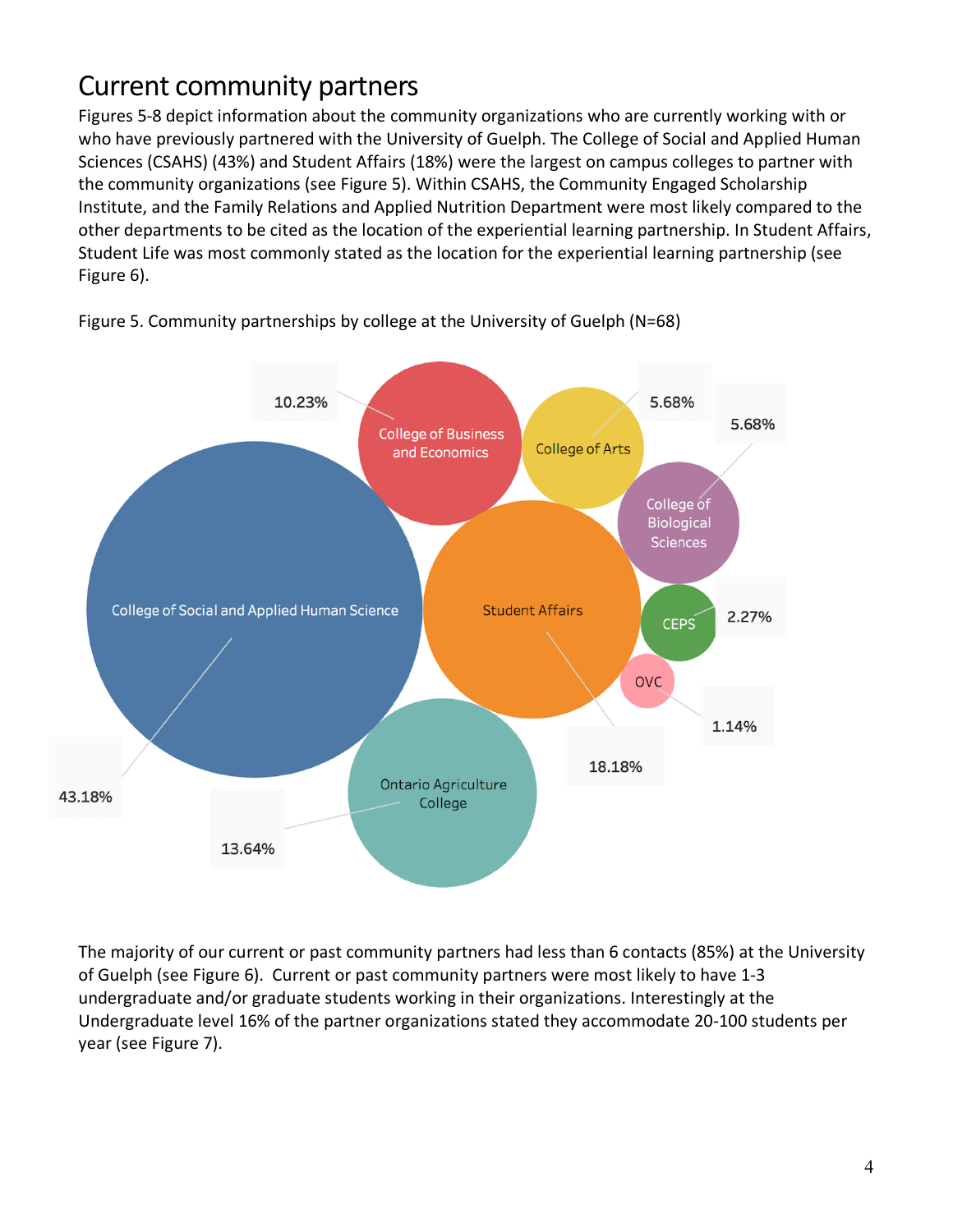# Current community partners

Figures 5-8 depict information about the community organizations who are currently working with or who have previously partnered with the University of Guelph. The College of Social and Applied Human Sciences (CSAHS) (43%) and Student Affairs (18%) were the largest on campus colleges to partner with the community organizations (see Figure 5). Within CSAHS, the Community Engaged Scholarship Institute, and the Family Relations and Applied Nutrition Department were most likely compared to the other departments to be cited as the location of the experiential learning partnership. In Student Affairs, Student Life was most commonly stated as the location for the experiential learning partnership (see Figure 6).

Figure 5. Community partnerships by college at the University of Guelph (N=68)

| College | Percentage |
| --- | --- |
| College of Social and Applied Human Science | 43.18% |
| Student Affairs | 18.18% |
| Ontario Agriculture College | 13.64% |
| College of Business and Economics | 10.23% |
| College of Arts | 5.68% |
| College of Biological Sciences | 5.68% |
| CEPS | 2.27% |
| OVC | 1.14% |

The majority of our current or past community partners had less than 6 contacts (85%) at the University of Guelph (see Figure 6). Current or past community partners were most likely to have 1-3 undergraduate and/or graduate students working in their organizations. Interestingly at the Undergraduate level 16% of the partner organizations stated they accommodate 20-100 students per year (see Figure 7).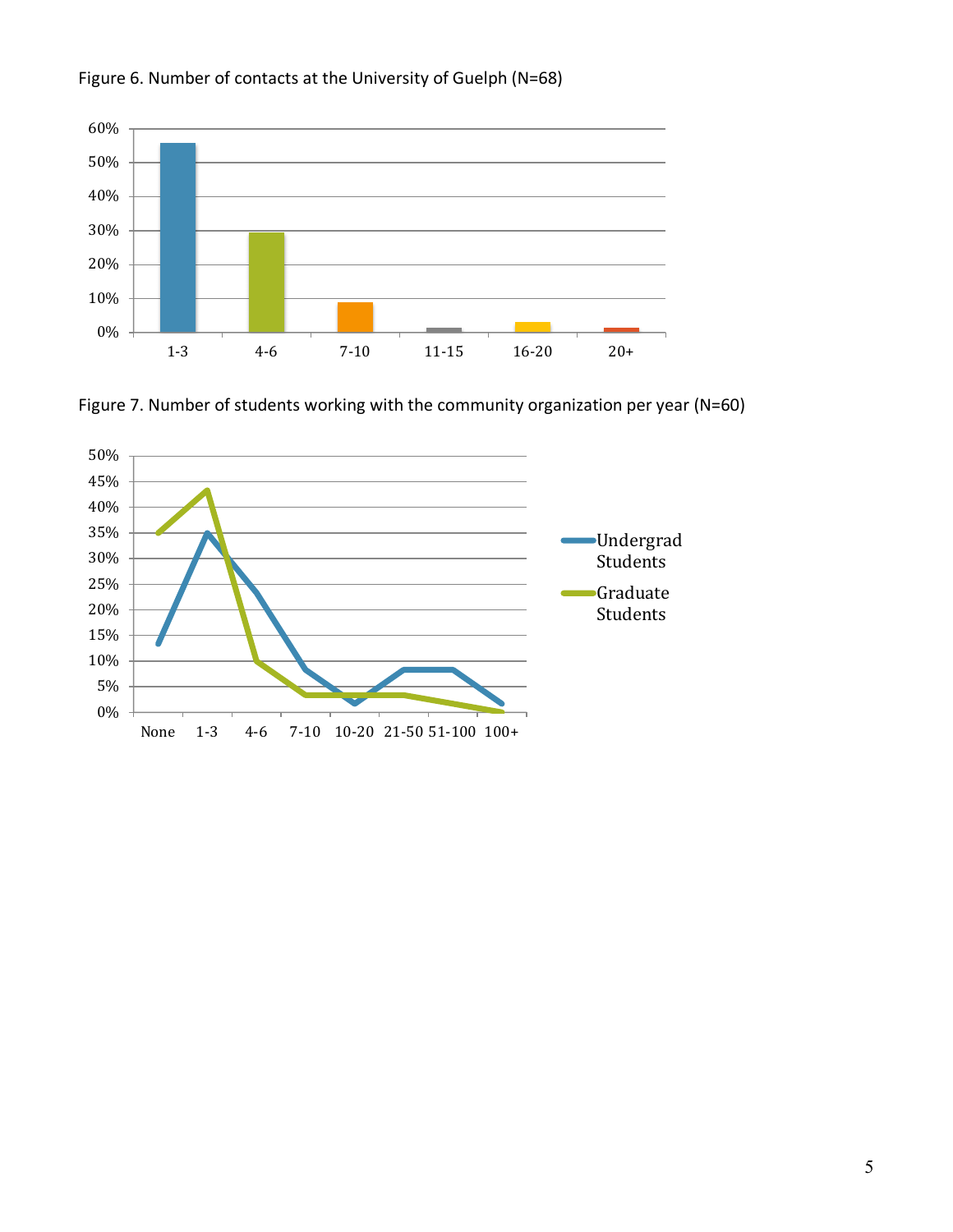Figure 6. Number of contacts at the University of Guelph (N=68)

Figure 7. Number of students working with the community organization per year (N=60)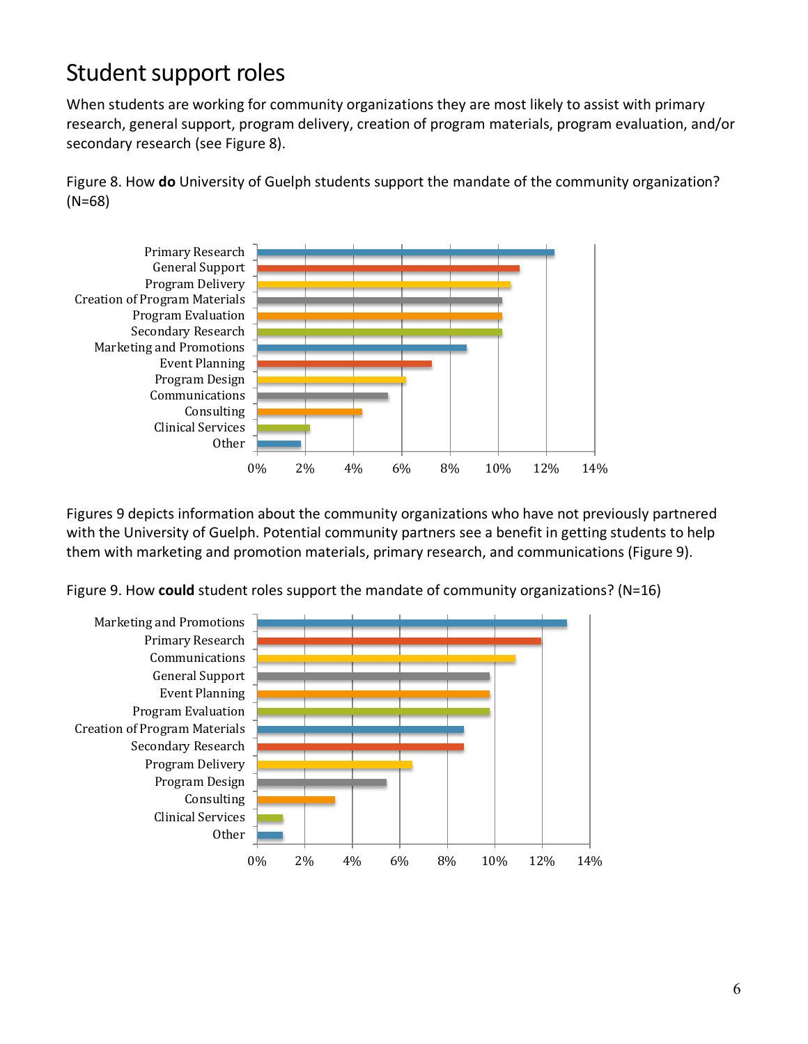# Student support roles

When students are working for community organizations they are most likely to assist with primary research, general support, program delivery, creation of program materials, program evaluation, and/or secondary research (see Figure 8).

Figure 8. How **do** University of Guelph students support the mandate of the community organization? (N=68)

Figures 9 depicts information about the community organizations who have not previously partnered with the University of Guelph. Potential community partners see a benefit in getting students to help them with marketing and promotion materials, primary research, and communications (Figure 9).

Figure 9. How **could** student roles support the mandate of community organizations? (N=16)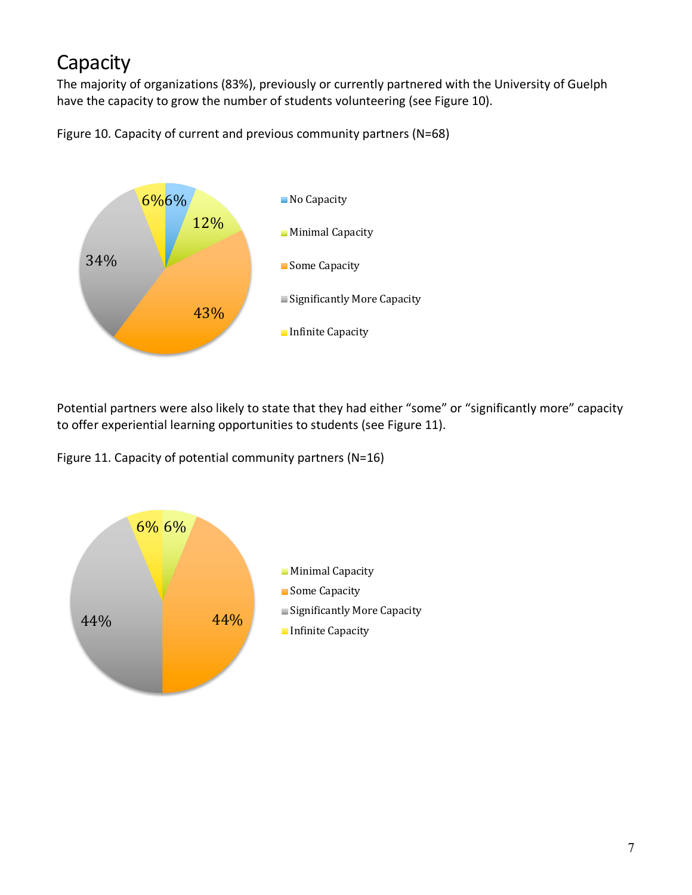## Capacity

The majority of organizations (83%), previously or currently partnered with the University of Guelph have the capacity to grow the number of students volunteering (see Figure 10).

Figure 10. Capacity of current and previous community partners (N=68)

| Capacity | Percentage |
|---|---|
| No Capacity | 6% |
| Minimal Capacity | 12% |
| Some Capacity | 43% |
| Significantly More Capacity | 34% |
| Infinite Capacity | 6% |

Potential partners were also likely to state that they had either "some" or "significantly more" capacity to offer experiential learning opportunities to students (see Figure 11).

Figure 11. Capacity of potential community partners (N=16)

| Capacity | Percentage |
|---|---|
| Minimal Capacity | 6% |
| Some Capacity | 44% |
| Significantly More Capacity | 44% |
| Infinite Capacity | 6% |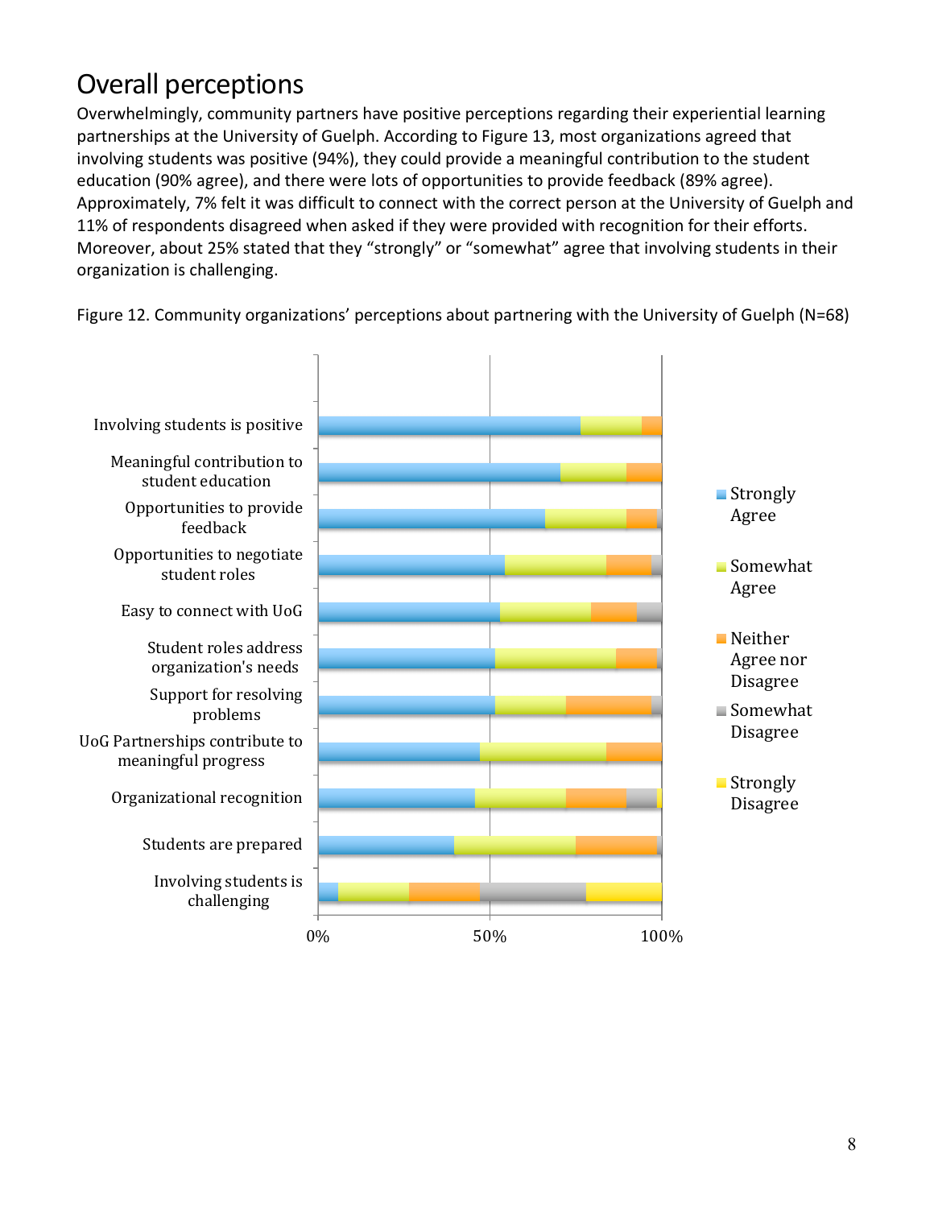# Overall perceptions

Overwhelmingly, community partners have positive perceptions regarding their experiential learning partnerships at the University of Guelph. According to Figure 13, most organizations agreed that involving students was positive (94%), they could provide a meaningful contribution to the student education (90% agree), and there were lots of opportunities to provide feedback (89% agree). Approximately, 7% felt it was difficult to connect with the correct person at the University of Guelph and 11% of respondents disagreed when asked if they were provided with recognition for their efforts. Moreover, about 25% stated that they "strongly" or "somewhat" agree that involving students in their organization is challenging.

Figure 12. Community organizations' perceptions about partnering with the University of Guelph (N=68)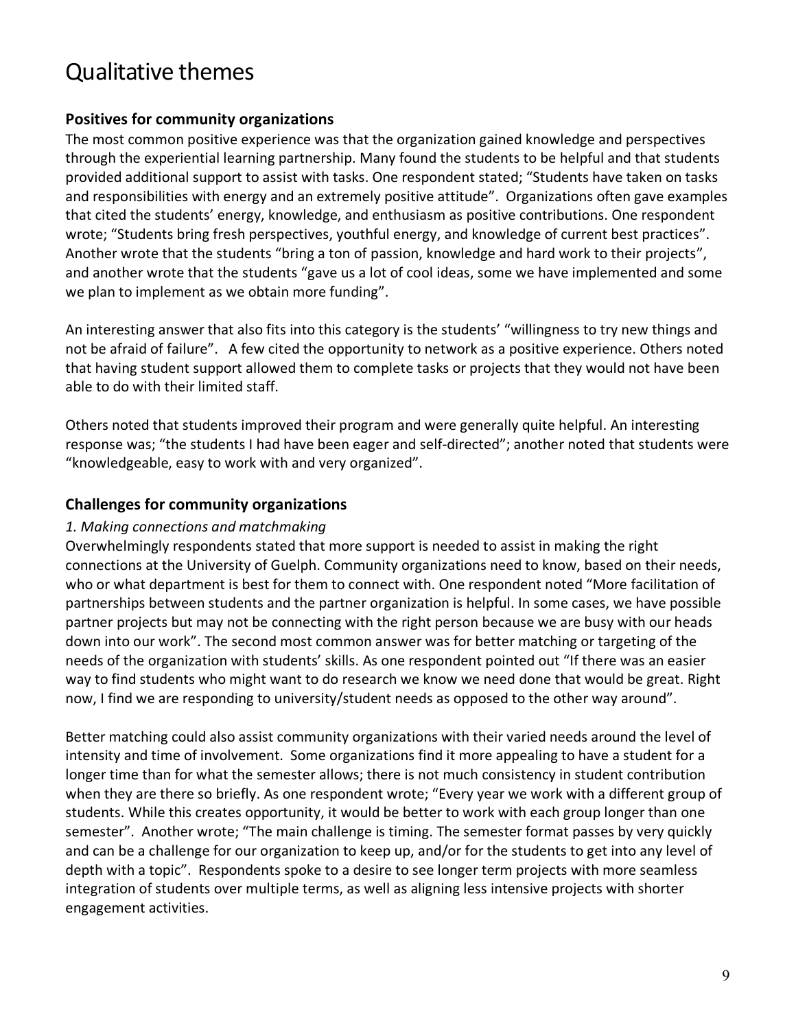# Qualitative themes

### Positives for community organizations

The most common positive experience was that the organization gained knowledge and perspectives through the experiential learning partnership. Many found the students to be helpful and that students provided additional support to assist with tasks. One respondent stated; "Students have taken on tasks and responsibilities with energy and an extremely positive attitude". Organizations often gave examples that cited the students' energy, knowledge, and enthusiasm as positive contributions. One respondent wrote; "Students bring fresh perspectives, youthful energy, and knowledge of current best practices". Another wrote that the students "bring a ton of passion, knowledge and hard work to their projects", and another wrote that the students "gave us a lot of cool ideas, some we have implemented and some we plan to implement as we obtain more funding".

An interesting answer that also fits into this category is the students' "willingness to try new things and not be afraid of failure". A few cited the opportunity to network as a positive experience. Others noted that having student support allowed them to complete tasks or projects that they would not have been able to do with their limited staff.

Others noted that students improved their program and were generally quite helpful. An interesting response was; "the students I had have been eager and self-directed"; another noted that students were "knowledgeable, easy to work with and very organized".

### Challenges for community organizations

*1. Making connections and matchmaking*

Overwhelmingly respondents stated that more support is needed to assist in making the right connections at the University of Guelph. Community organizations need to know, based on their needs, who or what department is best for them to connect with. One respondent noted "More facilitation of partnerships between students and the partner organization is helpful. In some cases, we have possible partner projects but may not be connecting with the right person because we are busy with our heads down into our work". The second most common answer was for better matching or targeting of the needs of the organization with students' skills. As one respondent pointed out "If there was an easier way to find students who might want to do research we know we need done that would be great. Right now, I find we are responding to university/student needs as opposed to the other way around".

Better matching could also assist community organizations with their varied needs around the level of intensity and time of involvement. Some organizations find it more appealing to have a student for a longer time than for what the semester allows; there is not much consistency in student contribution when they are there so briefly. As one respondent wrote; "Every year we work with a different group of students. While this creates opportunity, it would be better to work with each group longer than one semester". Another wrote; "The main challenge is timing. The semester format passes by very quickly and can be a challenge for our organization to keep up, and/or for the students to get into any level of depth with a topic". Respondents spoke to a desire to see longer term projects with more seamless integration of students over multiple terms, as well as aligning less intensive projects with shorter engagement activities.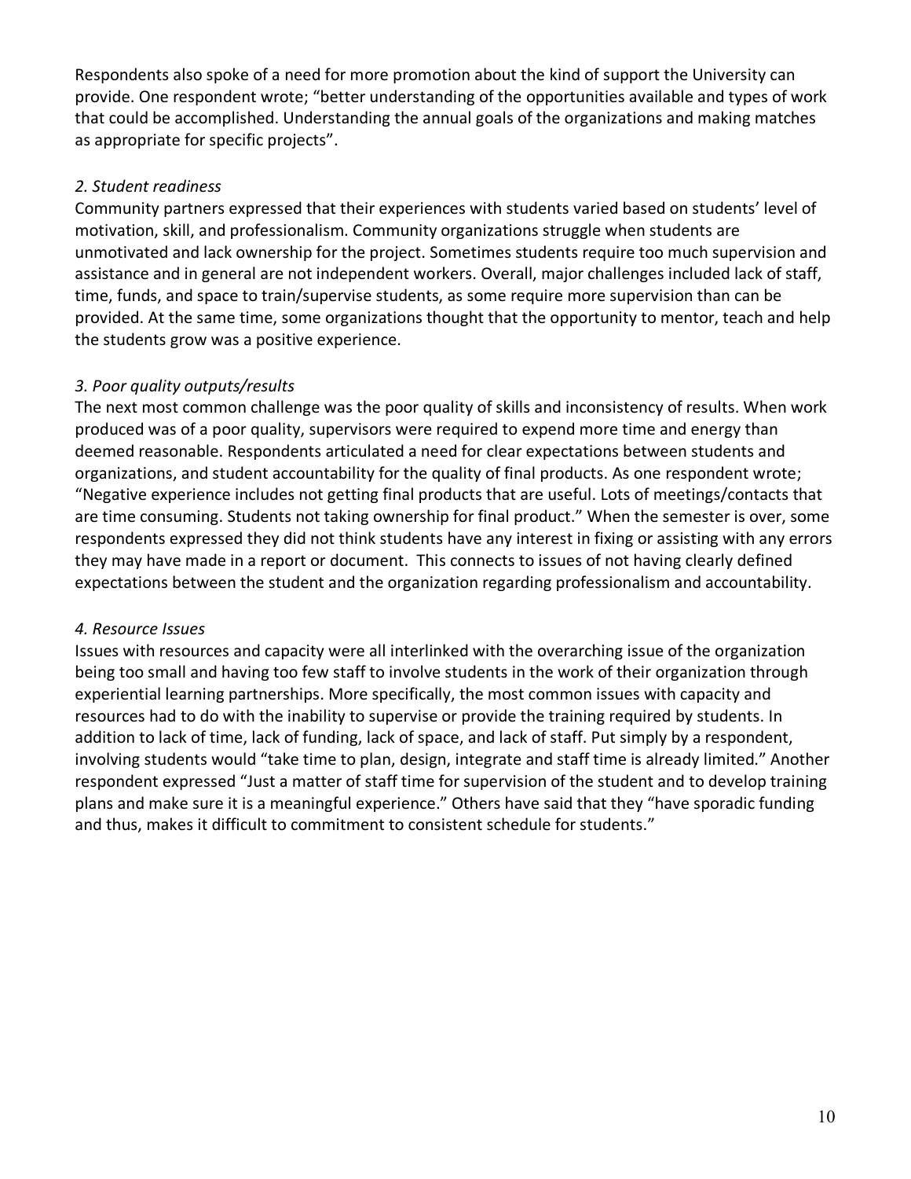Respondents also spoke of a need for more promotion about the kind of support the University can provide. One respondent wrote; "better understanding of the opportunities available and types of work that could be accomplished. Understanding the annual goals of the organizations and making matches as appropriate for specific projects".

*2. Student readiness*

Community partners expressed that their experiences with students varied based on students' level of motivation, skill, and professionalism. Community organizations struggle when students are unmotivated and lack ownership for the project. Sometimes students require too much supervision and assistance and in general are not independent workers. Overall, major challenges included lack of staff, time, funds, and space to train/supervise students, as some require more supervision than can be provided. At the same time, some organizations thought that the opportunity to mentor, teach and help the students grow was a positive experience.

*3. Poor quality outputs/results*

The next most common challenge was the poor quality of skills and inconsistency of results. When work produced was of a poor quality, supervisors were required to expend more time and energy than deemed reasonable. Respondents articulated a need for clear expectations between students and organizations, and student accountability for the quality of final products. As one respondent wrote; "Negative experience includes not getting final products that are useful. Lots of meetings/contacts that are time consuming. Students not taking ownership for final product." When the semester is over, some respondents expressed they did not think students have any interest in fixing or assisting with any errors they may have made in a report or document. This connects to issues of not having clearly defined expectations between the student and the organization regarding professionalism and accountability.

*4. Resource Issues*

Issues with resources and capacity were all interlinked with the overarching issue of the organization being too small and having too few staff to involve students in the work of their organization through experiential learning partnerships. More specifically, the most common issues with capacity and resources had to do with the inability to supervise or provide the training required by students. In addition to lack of time, lack of funding, lack of space, and lack of staff. Put simply by a respondent, involving students would "take time to plan, design, integrate and staff time is already limited." Another respondent expressed "Just a matter of staff time for supervision of the student and to develop training plans and make sure it is a meaningful experience." Others have said that they "have sporadic funding and thus, makes it difficult to commitment to consistent schedule for students."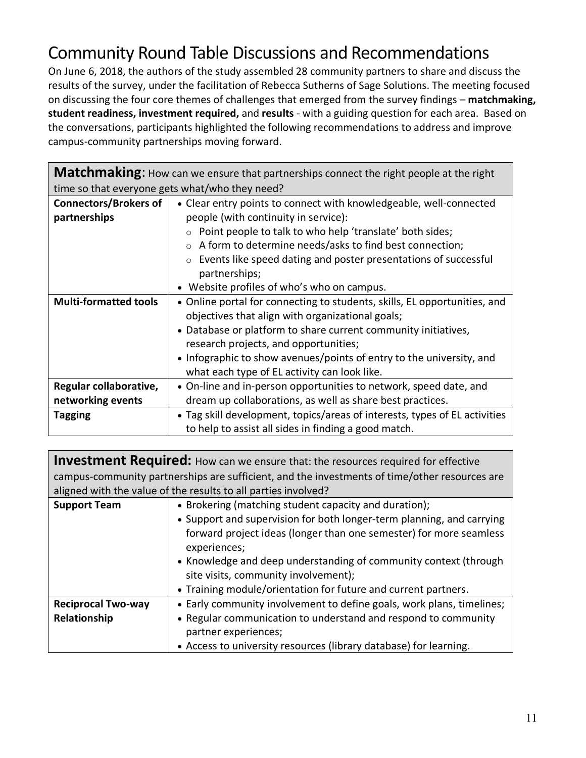# Community Round Table Discussions and Recommendations

On June 6, 2018, the authors of the study assembled 28 community partners to share and discuss the results of the survey, under the facilitation of Rebecca Sutherns of Sage Solutions. The meeting focused on discussing the four core themes of challenges that emerged from the survey findings – **matchmaking, student readiness, investment required,** and **results** - with a guiding question for each area. Based on the conversations, participants highlighted the following recommendations to address and improve campus-community partnerships moving forward.

| **Matchmaking**: How can we ensure that partnerships connect the right people at the right time so that everyone gets what/who they need? | |
|---|---|
| **Connectors/Brokers of partnerships** | • Clear entry points to connect with knowledgeable, well-connected people (with continuity in service):<br>○ Point people to talk to who help 'translate' both sides;<br>○ A form to determine needs/asks to find best connection;<br>○ Events like speed dating and poster presentations of successful partnerships;<br>• Website profiles of who's who on campus. |
| **Multi-formatted tools** | • Online portal for connecting to students, skills, EL opportunities, and objectives that align with organizational goals;<br>• Database or platform to share current community initiatives, research projects, and opportunities;<br>• Infographic to show avenues/points of entry to the university, and what each type of EL activity can look like. |
| **Regular collaborative, networking events** | • On-line and in-person opportunities to network, speed date, and dream up collaborations, as well as share best practices. |
| **Tagging** | • Tag skill development, topics/areas of interests, types of EL activities to help to assist all sides in finding a good match. |

| **Investment Required:** How can we ensure that: the resources required for effective campus-community partnerships are sufficient, and the investments of time/other resources are aligned with the value of the results to all parties involved? | |
|---|---|
| **Support Team** | • Brokering (matching student capacity and duration);<br>• Support and supervision for both longer-term planning, and carrying forward project ideas (longer than one semester) for more seamless experiences;<br>• Knowledge and deep understanding of community context (through site visits, community involvement);<br>• Training module/orientation for future and current partners. |
| **Reciprocal Two-way Relationship** | • Early community involvement to define goals, work plans, timelines;<br>• Regular communication to understand and respond to community partner experiences;<br>• Access to university resources (library database) for learning. |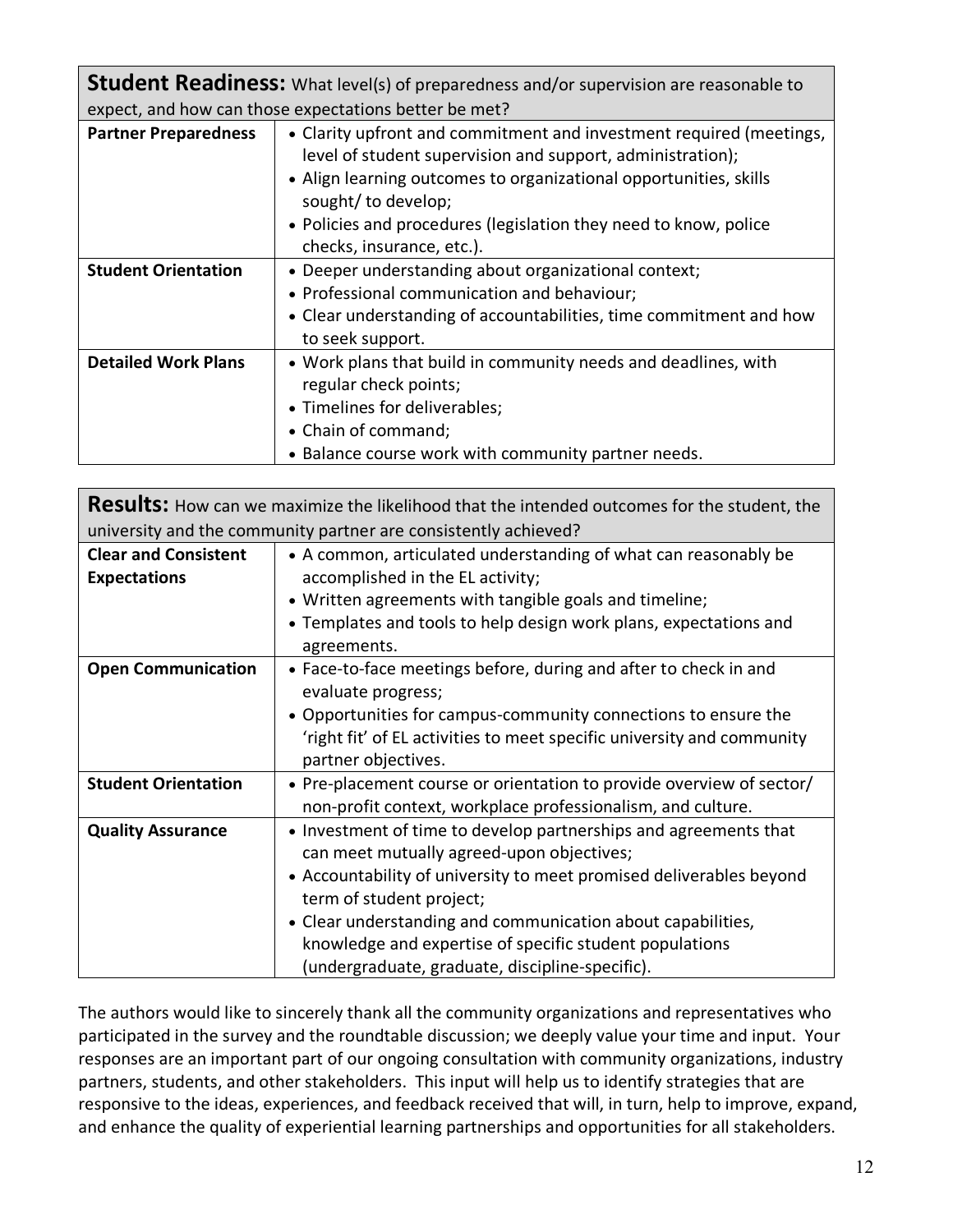| **Student Readiness:** What level(s) of preparedness and/or supervision are reasonable to expect, and how can those expectations better be met? | |
|---|---|
| **Partner Preparedness** | • Clarity upfront and commitment and investment required (meetings, level of student supervision and support, administration);<br>• Align learning outcomes to organizational opportunities, skills sought/ to develop;<br>• Policies and procedures (legislation they need to know, police checks, insurance, etc.). |
| **Student Orientation** | • Deeper understanding about organizational context;<br>• Professional communication and behaviour;<br>• Clear understanding of accountabilities, time commitment and how to seek support. |
| **Detailed Work Plans** | • Work plans that build in community needs and deadlines, with regular check points;<br>• Timelines for deliverables;<br>• Chain of command;<br>• Balance course work with community partner needs. |

| **Results:** How can we maximize the likelihood that the intended outcomes for the student, the university and the community partner are consistently achieved? | |
|---|---|
| **Clear and Consistent Expectations** | • A common, articulated understanding of what can reasonably be accomplished in the EL activity;<br>• Written agreements with tangible goals and timeline;<br>• Templates and tools to help design work plans, expectations and agreements. |
| **Open Communication** | • Face-to-face meetings before, during and after to check in and evaluate progress;<br>• Opportunities for campus-community connections to ensure the 'right fit' of EL activities to meet specific university and community partner objectives. |
| **Student Orientation** | • Pre-placement course or orientation to provide overview of sector/ non-profit context, workplace professionalism, and culture. |
| **Quality Assurance** | • Investment of time to develop partnerships and agreements that can meet mutually agreed-upon objectives;<br>• Accountability of university to meet promised deliverables beyond term of student project;<br>• Clear understanding and communication about capabilities, knowledge and expertise of specific student populations (undergraduate, graduate, discipline-specific). |

The authors would like to sincerely thank all the community organizations and representatives who participated in the survey and the roundtable discussion; we deeply value your time and input. Your responses are an important part of our ongoing consultation with community organizations, industry partners, students, and other stakeholders. This input will help us to identify strategies that are responsive to the ideas, experiences, and feedback received that will, in turn, help to improve, expand, and enhance the quality of experiential learning partnerships and opportunities for all stakeholders.